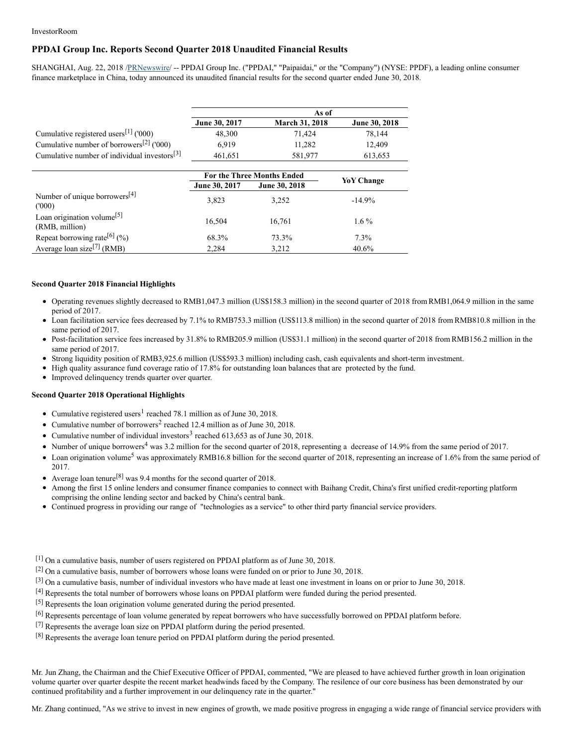InvestorRoom

# PPDAI Group Inc. Reports Second Quarter 2018 Unaudited Financial Results

SHANGHAI, Aug. 22, 2018 /PRNewswire/ -- PPDAI Group Inc. ("PPDAI," "Paipaidai," or the "Company") (NYSE: PPDF), a leading online consumer finance marketplace in China, today announced its unaudited financial results for the second quarter ended June 30, 2018.

| | As of | | |
|---|---|---|---|
| | June 30, 2017 | March 31, 2018 | June 30, 2018 |
| Cumulative registered users[1] ('000) | 48,300 | 71,424 | 78,144 |
| Cumulative number of borrowers[2] ('000) | 6,919 | 11,282 | 12,409 |
| Cumulative number of individual investors[3] | 461,651 | 581,977 | 613,653 |

| | For the Three Months Ended | | YoY Change |
|---|---|---|---|
| | June 30, 2017 | June 30, 2018 | |
| Number of unique borrowers[4] ('000) | 3,823 | 3,252 | -14.9% |
| Loan origination volume[5] (RMB, million) | 16,504 | 16,761 | 1.6 % |
| Repeat borrowing rate[6] (%) | 68.3% | 73.3% | 7.3% |
| Average loan size[7] (RMB) | 2,284 | 3,212 | 40.6% |

**Second Quarter 2018 Financial Highlights**

- Operating revenues slightly decreased to RMB1,047.3 million (US$158.3 million) in the second quarter of 2018 from RMB1,064.9 million in the same period of 2017.
- Loan facilitation service fees decreased by 7.1% to RMB753.3 million (US$113.8 million) in the second quarter of 2018 from RMB810.8 million in the same period of 2017.
- Post-facilitation service fees increased by 31.8% to RMB205.9 million (US$31.1 million) in the second quarter of 2018 from RMB156.2 million in the same period of 2017.
- Strong liquidity position of RMB3,925.6 million (US$593.3 million) including cash, cash equivalents and short-term investment.
- High quality assurance fund coverage ratio of 17.8% for outstanding loan balances that are protected by the fund.
- Improved delinquency trends quarter over quarter.

**Second Quarter 2018 Operational Highlights**

- Cumulative registered users[1] reached 78.1 million as of June 30, 2018.
- Cumulative number of borrowers[2] reached 12.4 million as of June 30, 2018.
- Cumulative number of individual investors[3] reached 613,653 as of June 30, 2018.
- Number of unique borrowers[4] was 3.2 million for the second quarter of 2018, representing a decrease of 14.9% from the same period of 2017.
- Loan origination volume[5] was approximately RMB16.8 billion for the second quarter of 2018, representing an increase of 1.6% from the same period of 2017.
- Average loan tenure[8] was 9.4 months for the second quarter of 2018.
- Among the first 15 online lenders and consumer finance companies to connect with Baihang Credit, China's first unified credit-reporting platform comprising the online lending sector and backed by China's central bank.
- Continued progress in providing our range of "technologies as a service" to other third party financial service providers.

[1] On a cumulative basis, number of users registered on PPDAI platform as of June 30, 2018.
[2] On a cumulative basis, number of borrowers whose loans were funded on or prior to June 30, 2018.
[3] On a cumulative basis, number of individual investors who have made at least one investment in loans on or prior to June 30, 2018.
[4] Represents the total number of borrowers whose loans on PPDAI platform were funded during the period presented.
[5] Represents the loan origination volume generated during the period presented.
[6] Represents percentage of loan volume generated by repeat borrowers who have successfully borrowed on PPDAI platform before.
[7] Represents the average loan size on PPDAI platform during the period presented.
[8] Represents the average loan tenure period on PPDAI platform during the period presented.

Mr. Jun Zhang, the Chairman and the Chief Executive Officer of PPDAI, commented, "We are pleased to have achieved further growth in loan origination volume quarter over quarter despite the recent market headwinds faced by the Company. The resilence of our core business has been demonstrated by our continued profitability and a further improvement in our delinquency rate in the quarter."

Mr. Zhang continued, "As we strive to invest in new engines of growth, we made positive progress in engaging a wide range of financial service providers with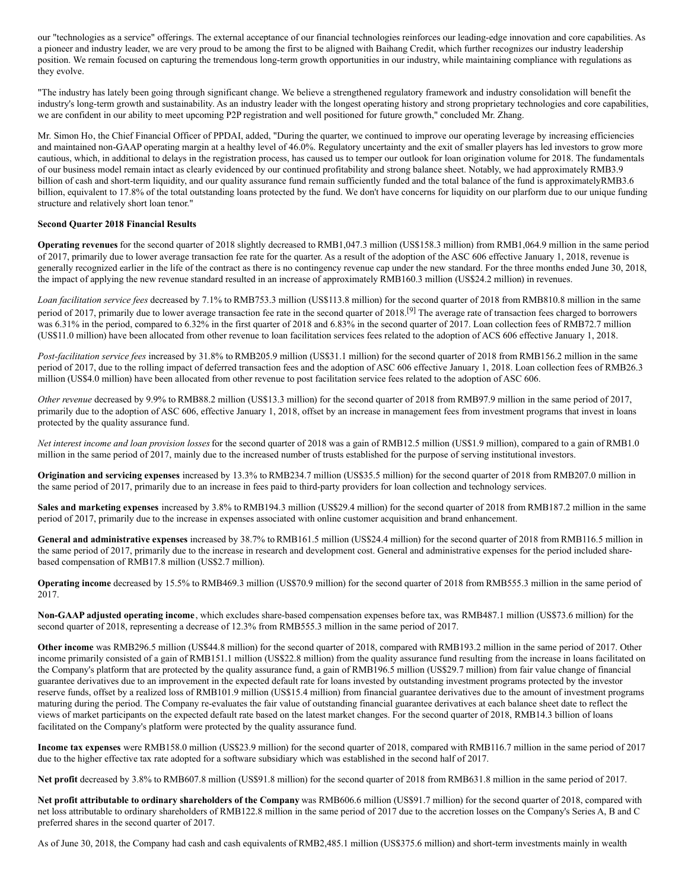our "technologies as a service" offerings. The external acceptance of our financial technologies reinforces our leading-edge innovation and core capabilities. As a pioneer and industry leader, we are very proud to be among the first to be aligned with Baihang Credit, which further recognizes our industry leadership position. We remain focused on capturing the tremendous long-term growth opportunities in our industry, while maintaining compliance with regulations as they evolve.

"The industry has lately been going through significant change. We believe a strengthened regulatory framework and industry consolidation will benefit the industry's long-term growth and sustainability. As an industry leader with the longest operating history and strong proprietary technologies and core capabilities, we are confident in our ability to meet upcoming P2P registration and well positioned for future growth," concluded Mr. Zhang.

Mr. Simon Ho, the Chief Financial Officer of PPDAI, added, "During the quarter, we continued to improve our operating leverage by increasing efficiencies and maintained non-GAAP operating margin at a healthy level of 46.0%. Regulatory uncertainty and the exit of smaller players has led investors to grow more cautious, which, in additional to delays in the registration process, has caused us to temper our outlook for loan origination volume for 2018. The fundamentals of our business model remain intact as clearly evidenced by our continued profitability and strong balance sheet. Notably, we had approximately RMB3.9 billion of cash and short-term liquidity, and our quality assurance fund remain sufficiently funded and the total balance of the fund is approximatelyRMB3.6 billion, equivalent to 17.8% of the total outstanding loans protected by the fund. We don't have concerns for liquidity on our plarform due to our unique funding structure and relatively short loan tenor."

**Second Quarter 2018 Financial Results**

**Operating revenues** for the second quarter of 2018 slightly decreased to RMB1,047.3 million (US$158.3 million) from RMB1,064.9 million in the same period of 2017, primarily due to lower average transaction fee rate for the quarter. As a result of the adoption of the ASC 606 effective January 1, 2018, revenue is generally recognized earlier in the life of the contract as there is no contingency revenue cap under the new standard. For the three months ended June 30, 2018, the impact of applying the new revenue standard resulted in an increase of approximately RMB160.3 million (US$24.2 million) in revenues.

*Loan facilitation service fees* decreased by 7.1% to RMB753.3 million (US$113.8 million) for the second quarter of 2018 from RMB810.8 million in the same period of 2017, primarily due to lower average transaction fee rate in the second quarter of 2018.[9] The average rate of transaction fees charged to borrowers was 6.31% in the period, compared to 6.32% in the first quarter of 2018 and 6.83% in the second quarter of 2017. Loan collection fees of RMB72.7 million (US$11.0 million) have been allocated from other revenue to loan facilitation services fees related to the adoption of ACS 606 effective January 1, 2018.

*Post-facilitation service fees* increased by 31.8% to RMB205.9 million (US$31.1 million) for the second quarter of 2018 from RMB156.2 million in the same period of 2017, due to the rolling impact of deferred transaction fees and the adoption of ASC 606 effective January 1, 2018. Loan collection fees of RMB26.3 million (US$4.0 million) have been allocated from other revenue to post facilitation service fees related to the adoption of ASC 606.

*Other revenue* decreased by 9.9% to RMB88.2 million (US$13.3 million) for the second quarter of 2018 from RMB97.9 million in the same period of 2017, primarily due to the adoption of ASC 606, effective January 1, 2018, offset by an increase in management fees from investment programs that invest in loans protected by the quality assurance fund.

*Net interest income and loan provision losses* for the second quarter of 2018 was a gain of RMB12.5 million (US$1.9 million), compared to a gain of RMB1.0 million in the same period of 2017, mainly due to the increased number of trusts established for the purpose of serving institutional investors.

**Origination and servicing expenses** increased by 13.3% to RMB234.7 million (US$35.5 million) for the second quarter of 2018 from RMB207.0 million in the same period of 2017, primarily due to an increase in fees paid to third-party providers for loan collection and technology services.

**Sales and marketing expenses** increased by 3.8% to RMB194.3 million (US$29.4 million) for the second quarter of 2018 from RMB187.2 million in the same period of 2017, primarily due to the increase in expenses associated with online customer acquisition and brand enhancement.

**General and administrative expenses** increased by 38.7% to RMB161.5 million (US$24.4 million) for the second quarter of 2018 from RMB116.5 million in the same period of 2017, primarily due to the increase in research and development cost. General and administrative expenses for the period included share-based compensation of RMB17.8 million (US$2.7 million).

**Operating income** decreased by 15.5% to RMB469.3 million (US$70.9 million) for the second quarter of 2018 from RMB555.3 million in the same period of 2017.

**Non-GAAP adjusted operating income**, which excludes share-based compensation expenses before tax, was RMB487.1 million (US$73.6 million) for the second quarter of 2018, representing a decrease of 12.3% from RMB555.3 million in the same period of 2017.

**Other income** was RMB296.5 million (US$44.8 million) for the second quarter of 2018, compared with RMB193.2 million in the same period of 2017. Other income primarily consisted of a gain of RMB151.1 million (US$22.8 million) from the quality assurance fund resulting from the increase in loans facilitated on the Company's platform that are protected by the quality assurance fund, a gain of RMB196.5 million (US$29.7 million) from fair value change of financial guarantee derivatives due to an improvement in the expected default rate for loans invested by outstanding investment programs protected by the investor reserve funds, offset by a realized loss of RMB101.9 million (US$15.4 million) from financial guarantee derivatives due to the amount of investment programs maturing during the period. The Company re-evaluates the fair value of outstanding financial guarantee derivatives at each balance sheet date to reflect the views of market participants on the expected default rate based on the latest market changes. For the second quarter of 2018, RMB14.3 billion of loans facilitated on the Company's platform were protected by the quality assurance fund.

**Income tax expenses** were RMB158.0 million (US$23.9 million) for the second quarter of 2018, compared with RMB116.7 million in the same period of 2017 due to the higher effective tax rate adopted for a software subsidiary which was established in the second half of 2017.

**Net profit** decreased by 3.8% to RMB607.8 million (US$91.8 million) for the second quarter of 2018 from RMB631.8 million in the same period of 2017.

**Net profit attributable to ordinary shareholders of the Company** was RMB606.6 million (US$91.7 million) for the second quarter of 2018, compared with net loss attributable to ordinary shareholders of RMB122.8 million in the same period of 2017 due to the accretion losses on the Company's Series A, B and C preferred shares in the second quarter of 2017.

As of June 30, 2018, the Company had cash and cash equivalents of RMB2,485.1 million (US$375.6 million) and short-term investments mainly in wealth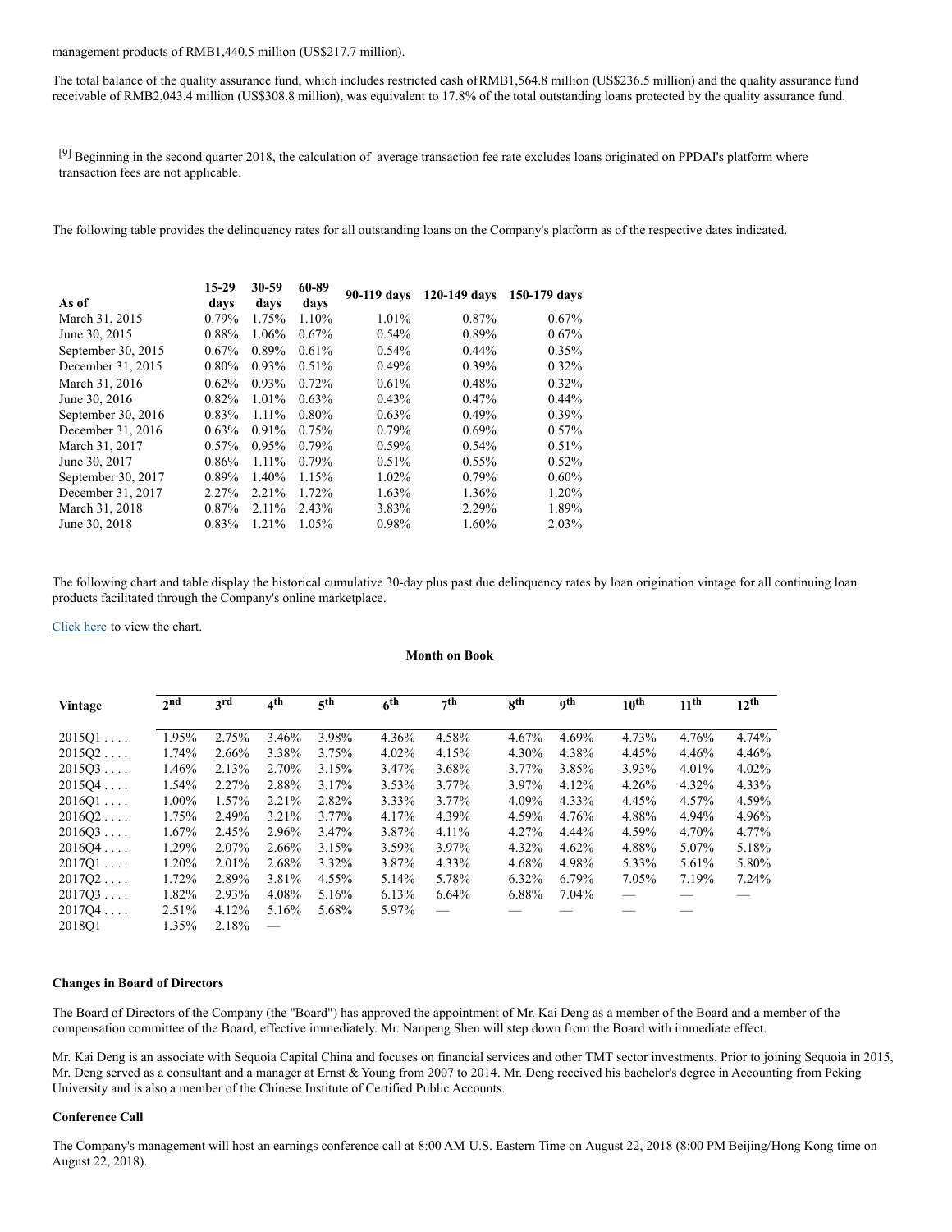management products of RMB1,440.5 million (US$217.7 million).

The total balance of the quality assurance fund, which includes restricted cash ofRMB1,564.8 million (US$236.5 million) and the quality assurance fund receivable of RMB2,043.4 million (US$308.8 million), was equivalent to 17.8% of the total outstanding loans protected by the quality assurance fund.

[9] Beginning in the second quarter 2018, the calculation of average transaction fee rate excludes loans originated on PPDAI's platform where transaction fees are not applicable.

The following table provides the delinquency rates for all outstanding loans on the Company's platform as of the respective dates indicated.

| As of | 15-29 days | 30-59 days | 60-89 days | 90-119 days | 120-149 days | 150-179 days |
|---|---|---|---|---|---|---|
| March 31, 2015 | 0.79% | 1.75% | 1.10% | 1.01% | 0.87% | 0.67% |
| June 30, 2015 | 0.88% | 1.06% | 0.67% | 0.54% | 0.89% | 0.67% |
| September 30, 2015 | 0.67% | 0.89% | 0.61% | 0.54% | 0.44% | 0.35% |
| December 31, 2015 | 0.80% | 0.93% | 0.51% | 0.49% | 0.39% | 0.32% |
| March 31, 2016 | 0.62% | 0.93% | 0.72% | 0.61% | 0.48% | 0.32% |
| June 30, 2016 | 0.82% | 1.01% | 0.63% | 0.43% | 0.47% | 0.44% |
| September 30, 2016 | 0.83% | 1.11% | 0.80% | 0.63% | 0.49% | 0.39% |
| December 31, 2016 | 0.63% | 0.91% | 0.75% | 0.79% | 0.69% | 0.57% |
| March 31, 2017 | 0.57% | 0.95% | 0.79% | 0.59% | 0.54% | 0.51% |
| June 30, 2017 | 0.86% | 1.11% | 0.79% | 0.51% | 0.55% | 0.52% |
| September 30, 2017 | 0.89% | 1.40% | 1.15% | 1.02% | 0.79% | 0.60% |
| December 31, 2017 | 2.27% | 2.21% | 1.72% | 1.63% | 1.36% | 1.20% |
| March 31, 2018 | 0.87% | 2.11% | 2.43% | 3.83% | 2.29% | 1.89% |
| June 30, 2018 | 0.83% | 1.21% | 1.05% | 0.98% | 1.60% | 2.03% |

The following chart and table display the historical cumulative 30-day plus past due delinquency rates by loan origination vintage for all continuing loan products facilitated through the Company's online marketplace.

Click here to view the chart.

| | Month on Book | | | | | | | | | | |
|---|---|---|---|---|---|---|---|---|---|---|---|
| Vintage | 2nd | 3rd | 4th | 5th | 6th | 7th | 8th | 9th | 10th | 11th | 12th |
| 2015Q1 . . . . | 1.95% | 2.75% | 3.46% | 3.98% | 4.36% | 4.58% | 4.67% | 4.69% | 4.73% | 4.76% | 4.74% |
| 2015Q2 . . . . | 1.74% | 2.66% | 3.38% | 3.75% | 4.02% | 4.15% | 4.30% | 4.38% | 4.45% | 4.46% | 4.46% |
| 2015Q3 . . . . | 1.46% | 2.13% | 2.70% | 3.15% | 3.47% | 3.68% | 3.77% | 3.85% | 3.93% | 4.01% | 4.02% |
| 2015Q4 . . . . | 1.54% | 2.27% | 2.88% | 3.17% | 3.53% | 3.77% | 3.97% | 4.12% | 4.26% | 4.32% | 4.33% |
| 2016Q1 . . . . | 1.00% | 1.57% | 2.21% | 2.82% | 3.33% | 3.77% | 4.09% | 4.33% | 4.45% | 4.57% | 4.59% |
| 2016Q2 . . . . | 1.75% | 2.49% | 3.21% | 3.77% | 4.17% | 4.39% | 4.59% | 4.76% | 4.88% | 4.94% | 4.96% |
| 2016Q3 . . . . | 1.67% | 2.45% | 2.96% | 3.47% | 3.87% | 4.11% | 4.27% | 4.44% | 4.59% | 4.70% | 4.77% |
| 2016Q4 . . . . | 1.29% | 2.07% | 2.66% | 3.15% | 3.59% | 3.97% | 4.32% | 4.62% | 4.88% | 5.07% | 5.18% |
| 2017Q1 . . . . | 1.20% | 2.01% | 2.68% | 3.32% | 3.87% | 4.33% | 4.68% | 4.98% | 5.33% | 5.61% | 5.80% |
| 2017Q2 . . . . | 1.72% | 2.89% | 3.81% | 4.55% | 5.14% | 5.78% | 6.32% | 6.79% | 7.05% | 7.19% | 7.24% |
| 2017Q3 . . . . | 1.82% | 2.93% | 4.08% | 5.16% | 6.13% | 6.64% | 6.88% | 7.04% | — | — | — |
| 2017Q4 . . . . | 2.51% | 4.12% | 5.16% | 5.68% | 5.97% | — | — | — | — | — | |
| 2018Q1 | 1.35% | 2.18% | — | | | | | | | | |

**Changes in Board of Directors**

The Board of Directors of the Company (the "Board") has approved the appointment of Mr. Kai Deng as a member of the Board and a member of the compensation committee of the Board, effective immediately. Mr. Nanpeng Shen will step down from the Board with immediate effect.

Mr. Kai Deng is an associate with Sequoia Capital China and focuses on financial services and other TMT sector investments. Prior to joining Sequoia in 2015, Mr. Deng served as a consultant and a manager at Ernst & Young from 2007 to 2014. Mr. Deng received his bachelor's degree in Accounting from Peking University and is also a member of the Chinese Institute of Certified Public Accounts.

**Conference Call**

The Company's management will host an earnings conference call at 8:00 AM U.S. Eastern Time on August 22, 2018 (8:00 PM Beijing/Hong Kong time on August 22, 2018).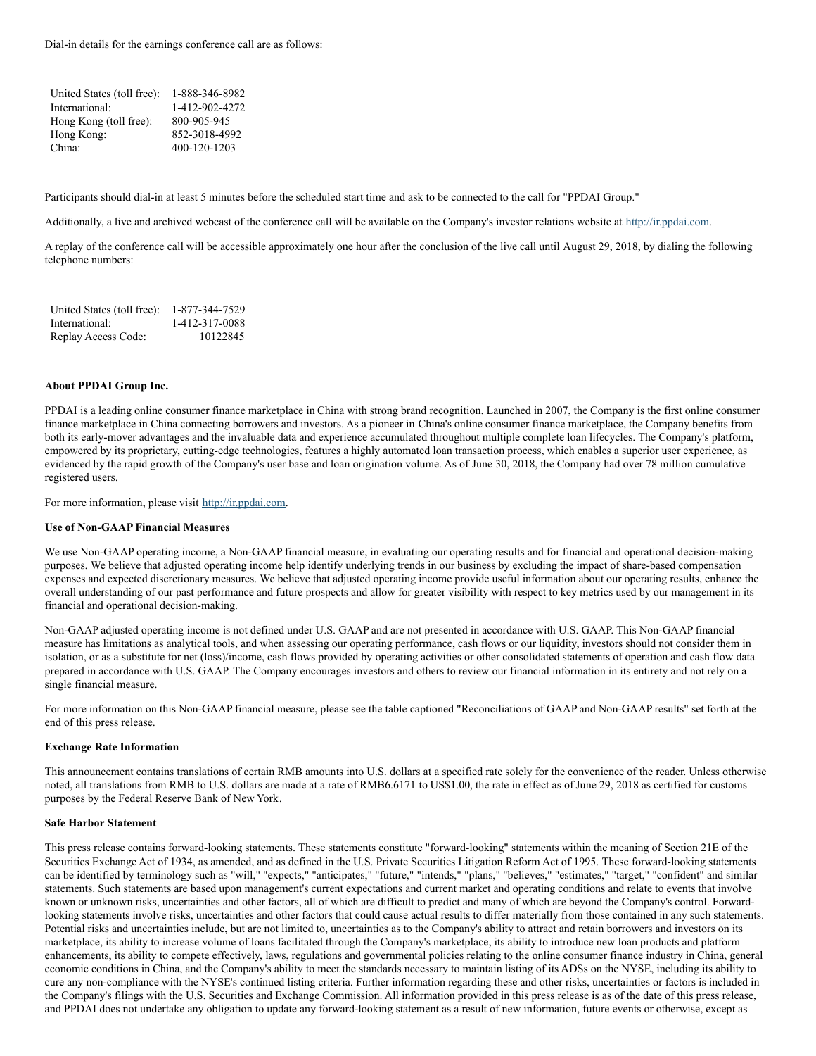Dial-in details for the earnings conference call are as follows:

| | |
|---|---|
| United States (toll free): | 1-888-346-8982 |
| International: | 1-412-902-4272 |
| Hong Kong (toll free): | 800-905-945 |
| Hong Kong: | 852-3018-4992 |
| China: | 400-120-1203 |

Participants should dial-in at least 5 minutes before the scheduled start time and ask to be connected to the call for "PPDAI Group."

Additionally, a live and archived webcast of the conference call will be available on the Company's investor relations website at http://ir.ppdai.com.

A replay of the conference call will be accessible approximately one hour after the conclusion of the live call until August 29, 2018, by dialing the following telephone numbers:

| | |
|---|---|
| United States (toll free): | 1-877-344-7529 |
| International: | 1-412-317-0088 |
| Replay Access Code: | 10122845 |

**About PPDAI Group Inc.**

PPDAI is a leading online consumer finance marketplace in China with strong brand recognition. Launched in 2007, the Company is the first online consumer finance marketplace in China connecting borrowers and investors. As a pioneer in China's online consumer finance marketplace, the Company benefits from both its early-mover advantages and the invaluable data and experience accumulated throughout multiple complete loan lifecycles. The Company's platform, empowered by its proprietary, cutting-edge technologies, features a highly automated loan transaction process, which enables a superior user experience, as evidenced by the rapid growth of the Company's user base and loan origination volume. As of June 30, 2018, the Company had over 78 million cumulative registered users.

For more information, please visit http://ir.ppdai.com.

**Use of Non-GAAP Financial Measures**

We use Non-GAAP operating income, a Non-GAAP financial measure, in evaluating our operating results and for financial and operational decision-making purposes. We believe that adjusted operating income help identify underlying trends in our business by excluding the impact of share-based compensation expenses and expected discretionary measures. We believe that adjusted operating income provide useful information about our operating results, enhance the overall understanding of our past performance and future prospects and allow for greater visibility with respect to key metrics used by our management in its financial and operational decision-making.

Non-GAAP adjusted operating income is not defined under U.S. GAAP and are not presented in accordance with U.S. GAAP. This Non-GAAP financial measure has limitations as analytical tools, and when assessing our operating performance, cash flows or our liquidity, investors should not consider them in isolation, or as a substitute for net (loss)/income, cash flows provided by operating activities or other consolidated statements of operation and cash flow data prepared in accordance with U.S. GAAP. The Company encourages investors and others to review our financial information in its entirety and not rely on a single financial measure.

For more information on this Non-GAAP financial measure, please see the table captioned "Reconciliations of GAAP and Non-GAAP results" set forth at the end of this press release.

**Exchange Rate Information**

This announcement contains translations of certain RMB amounts into U.S. dollars at a specified rate solely for the convenience of the reader. Unless otherwise noted, all translations from RMB to U.S. dollars are made at a rate of RMB6.6171 to US$1.00, the rate in effect as of June 29, 2018 as certified for customs purposes by the Federal Reserve Bank of New York.

**Safe Harbor Statement**

This press release contains forward-looking statements. These statements constitute "forward-looking" statements within the meaning of Section 21E of the Securities Exchange Act of 1934, as amended, and as defined in the U.S. Private Securities Litigation Reform Act of 1995. These forward-looking statements can be identified by terminology such as "will," "expects," "anticipates," "future," "intends," "plans," "believes," "estimates," "target," "confident" and similar statements. Such statements are based upon management's current expectations and current market and operating conditions and relate to events that involve known or unknown risks, uncertainties and other factors, all of which are difficult to predict and many of which are beyond the Company's control. Forward-looking statements involve risks, uncertainties and other factors that could cause actual results to differ materially from those contained in any such statements. Potential risks and uncertainties include, but are not limited to, uncertainties as to the Company's ability to attract and retain borrowers and investors on its marketplace, its ability to increase volume of loans facilitated through the Company's marketplace, its ability to introduce new loan products and platform enhancements, its ability to compete effectively, laws, regulations and governmental policies relating to the online consumer finance industry in China, general economic conditions in China, and the Company's ability to meet the standards necessary to maintain listing of its ADSs on the NYSE, including its ability to cure any non-compliance with the NYSE's continued listing criteria. Further information regarding these and other risks, uncertainties or factors is included in the Company's filings with the U.S. Securities and Exchange Commission. All information provided in this press release is as of the date of this press release, and PPDAI does not undertake any obligation to update any forward-looking statement as a result of new information, future events or otherwise, except as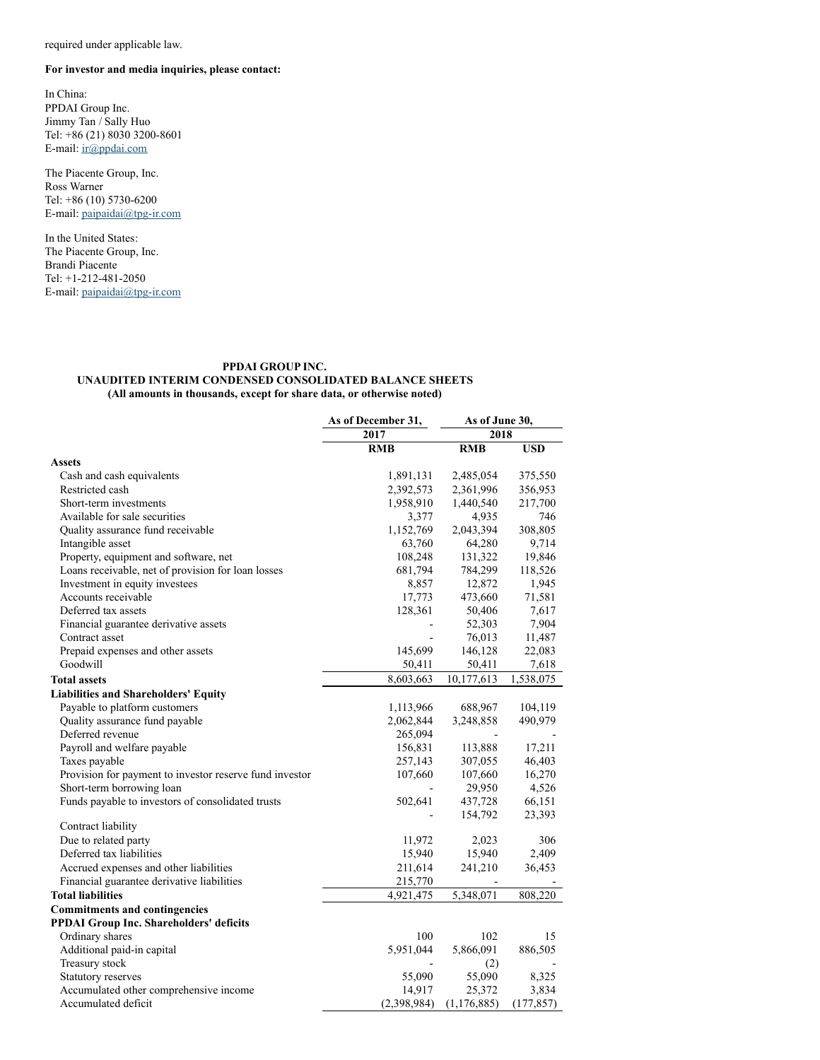required under applicable law.

**For investor and media inquiries, please contact:**

In China:
PPDAI Group Inc.
Jimmy Tan / Sally Huo
Tel: +86 (21) 8030 3200-8601
E-mail: ir@ppdai.com

The Piacente Group, Inc.
Ross Warner
Tel: +86 (10) 5730-6200
E-mail: paipaidai@tpg-ir.com

In the United States:
The Piacente Group, Inc.
Brandi Piacente
Tel: +1-212-481-2050
E-mail: paipaidai@tpg-ir.com

**PPDAI GROUP INC.**
**UNAUDITED INTERIM CONDENSED CONSOLIDATED BALANCE SHEETS**
**(All amounts in thousands, except for share data, or otherwise noted)**

| | As of December 31, | As of June 30, | |
|---|---|---|---|
| | 2017 | 2018 | |
| | RMB | RMB | USD |
| **Assets** | | | |
| Cash and cash equivalents | 1,891,131 | 2,485,054 | 375,550 |
| Restricted cash | 2,392,573 | 2,361,996 | 356,953 |
| Short-term investments | 1,958,910 | 1,440,540 | 217,700 |
| Available for sale securities | 3,377 | 4,935 | 746 |
| Quality assurance fund receivable | 1,152,769 | 2,043,394 | 308,805 |
| Intangible asset | 63,760 | 64,280 | 9,714 |
| Property, equipment and software, net | 108,248 | 131,322 | 19,846 |
| Loans receivable, net of provision for loan losses | 681,794 | 784,299 | 118,526 |
| Investment in equity investees | 8,857 | 12,872 | 1,945 |
| Accounts receivable | 17,773 | 473,660 | 71,581 |
| Deferred tax assets | 128,361 | 50,406 | 7,617 |
| Financial guarantee derivative assets | - | 52,303 | 7,904 |
| Contract asset | - | 76,013 | 11,487 |
| Prepaid expenses and other assets | 145,699 | 146,128 | 22,083 |
| Goodwill | 50,411 | 50,411 | 7,618 |
| **Total assets** | 8,603,663 | 10,177,613 | 1,538,075 |
| **Liabilities and Shareholders' Equity** | | | |
| Payable to platform customers | 1,113,966 | 688,967 | 104,119 |
| Quality assurance fund payable | 2,062,844 | 3,248,858 | 490,979 |
| Deferred revenue | 265,094 | - | - |
| Payroll and welfare payable | 156,831 | 113,888 | 17,211 |
| Taxes payable | 257,143 | 307,055 | 46,403 |
| Provision for payment to investor reserve fund investor | 107,660 | 107,660 | 16,270 |
| Short-term borrowing loan | - | 29,950 | 4,526 |
| Funds payable to investors of consolidated trusts | 502,641 | 437,728 | 66,151 |
| Contract liability | - | 154,792 | 23,393 |
| Due to related party | 11,972 | 2,023 | 306 |
| Deferred tax liabilities | 15,940 | 15,940 | 2,409 |
| Accrued expenses and other liabilities | 211,614 | 241,210 | 36,453 |
| Financial guarantee derivative liabilities | 215,770 | - | - |
| **Total liabilities** | 4,921,475 | 5,348,071 | 808,220 |
| **Commitments and contingencies** | | | |
| **PPDAI Group Inc. Shareholders' deficits** | | | |
| Ordinary shares | 100 | 102 | 15 |
| Additional paid-in capital | 5,951,044 | 5,866,091 | 886,505 |
| Treasury stock | - | (2) | - |
| Statutory reserves | 55,090 | 55,090 | 8,325 |
| Accumulated other comprehensive income | 14,917 | 25,372 | 3,834 |
| Accumulated deficit | (2,398,984) | (1,176,885) | (177,857) |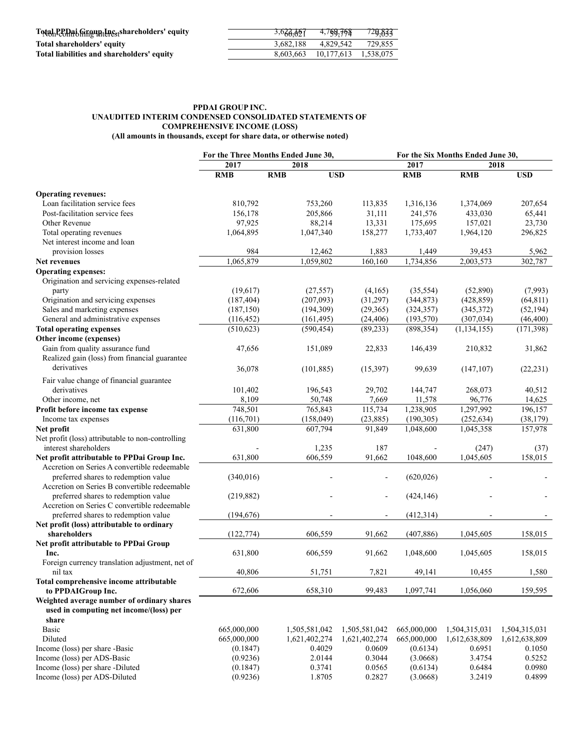| | | | |
|---|---|---|---|
| Total PPDai Group Inc. shareholders' equity | 3,622,167 | 4,769,768 | 720,822 |
| Non-controlling interest | 60,021 | 59,774 | 9,033 |
| **Total shareholders' equity** | 3,682,188 | 4,829,542 | 729,855 |
| **Total liabilities and shareholders' equity** | 8,603,663 | 10,177,613 | 1,538,075 |

**PPDAI GROUP INC.**
**UNAUDITED INTERIM CONDENSED CONSOLIDATED STATEMENTS OF COMPREHENSIVE INCOME (LOSS)**
**(All amounts in thousands, except for share data, or otherwise noted)**

| | For the Three Months Ended June 30, | | | For the Six Months Ended June 30, | | |
|---|---|---|---|---|---|---|
| | 2017 | 2018 | | 2017 | 2018 | |
| | RMB | RMB | USD | RMB | RMB | USD |
| **Operating revenues:** | | | | | | |
| Loan facilitation service fees | 810,792 | 753,260 | 113,835 | 1,316,136 | 1,374,069 | 207,654 |
| Post-facilitation service fees | 156,178 | 205,866 | 31,111 | 241,576 | 433,030 | 65,441 |
| Other Revenue | 97,925 | 88,214 | 13,331 | 175,695 | 157,021 | 23,730 |
| Total operating revenues | 1,064,895 | 1,047,340 | 158,277 | 1,733,407 | 1,964,120 | 296,825 |
| Net interest income and loan provision losses | 984 | 12,462 | 1,883 | 1,449 | 39,453 | 5,962 |
| **Net revenues** | 1,065,879 | 1,059,802 | 160,160 | 1,734,856 | 2,003,573 | 302,787 |
| **Operating expenses:** | | | | | | |
| Origination and servicing expenses-related party | (19,617) | (27,557) | (4,165) | (35,554) | (52,890) | (7,993) |
| Origination and servicing expenses | (187,404) | (207,093) | (31,297) | (344,873) | (428,859) | (64,811) |
| Sales and marketing expenses | (187,150) | (194,309) | (29,365) | (324,357) | (345,372) | (52,194) |
| General and administrative expenses | (116,452) | (161,495) | (24,406) | (193,570) | (307,034) | (46,400) |
| **Total operating expenses** | (510,623) | (590,454) | (89,233) | (898,354) | (1,134,155) | (171,398) |
| **Other income (expenses)** | | | | | | |
| Gain from quality assurance fund | 47,656 | 151,089 | 22,833 | 146,439 | 210,832 | 31,862 |
| Realized gain (loss) from financial guarantee derivatives | 36,078 | (101,885) | (15,397) | 99,639 | (147,107) | (22,231) |
| Fair value change of financial guarantee derivatives | 101,402 | 196,543 | 29,702 | 144,747 | 268,073 | 40,512 |
| Other income, net | 8,109 | 50,748 | 7,669 | 11,578 | 96,776 | 14,625 |
| **Profit before income tax expense** | 748,501 | 765,843 | 115,734 | 1,238,905 | 1,297,992 | 196,157 |
| Income tax expenses | (116,701) | (158,049) | (23,885) | (190,305) | (252,634) | (38,179) |
| **Net profit** | 631,800 | 607,794 | 91,849 | 1,048,600 | 1,045,358 | 157,978 |
| Net profit (loss) attributable to non-controlling interest shareholders | - | 1,235 | 187 | - | (247) | (37) |
| **Net profit attributable to PPDai Group Inc.** | 631,800 | 606,559 | 91,662 | 1048,600 | 1,045,605 | 158,015 |
| Accretion on Series A convertible redeemable preferred shares to redemption value | (340,016) | - | - | (620,026) | - | - |
| Accretion on Series B convertible redeemable preferred shares to redemption value | (219,882) | - | - | (424,146) | - | - |
| Accretion on Series C convertible redeemable preferred shares to redemption value | (194,676) | - | - | (412,314) | - | - |
| **Net profit (loss) attributable to ordinary shareholders** | (122,774) | 606,559 | 91,662 | (407,886) | 1,045,605 | 158,015 |
| **Net profit attributable to PPDai Group Inc.** | 631,800 | 606,559 | 91,662 | 1,048,600 | 1,045,605 | 158,015 |
| Foreign currency translation adjustment, net of nil tax | 40,806 | 51,751 | 7,821 | 49,141 | 10,455 | 1,580 |
| **Total comprehensive income attributable to PPDAIGroup Inc.** | 672,606 | 658,310 | 99,483 | 1,097,741 | 1,056,060 | 159,595 |
| **Weighted average number of ordinary shares used in computing net income/(loss) per share** | | | | | | |
| Basic | 665,000,000 | 1,505,581,042 | 1,505,581,042 | 665,000,000 | 1,504,315,031 | 1,504,315,031 |
| Diluted | 665,000,000 | 1,621,402,274 | 1,621,402,274 | 665,000,000 | 1,612,638,809 | 1,612,638,809 |
| Income (loss) per share -Basic | (0.1847) | 0.4029 | 0.0609 | (0.6134) | 0.6951 | 0.1050 |
| Income (loss) per ADS-Basic | (0.9236) | 2.0144 | 0.3044 | (3.0668) | 3.4754 | 0.5252 |
| Income (loss) per share -Diluted | (0.1847) | 0.3741 | 0.0565 | (0.6134) | 0.6484 | 0.0980 |
| Income (loss) per ADS-Diluted | (0.9236) | 1.8705 | 0.2827 | (3.0668) | 3.2419 | 0.4899 |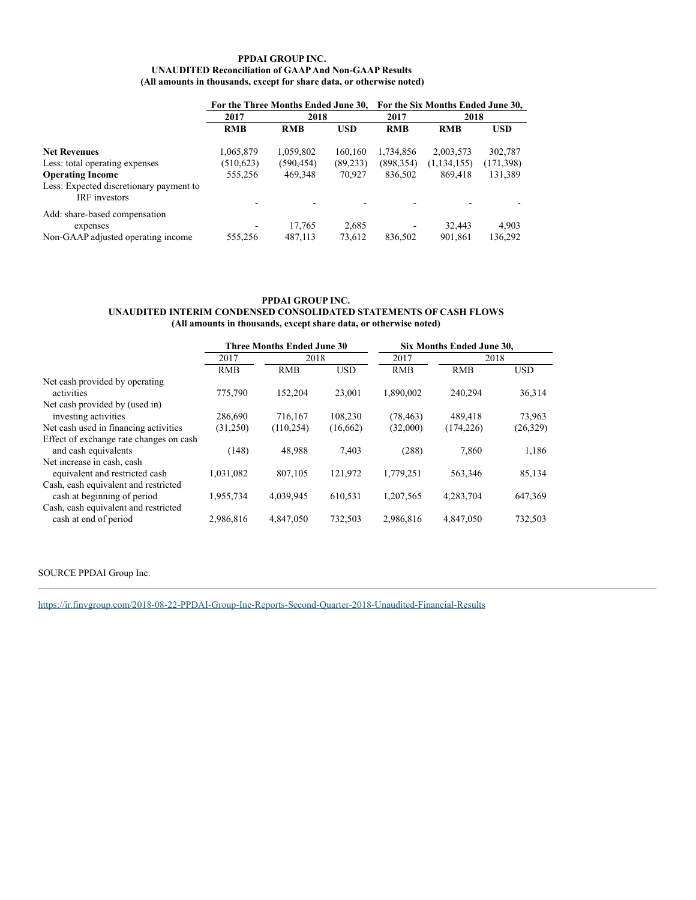**PPDAI GROUP INC.**
**UNAUDITED Reconciliation of GAAP And Non-GAAP Results**
**(All amounts in thousands, except for share data, or otherwise noted)**

| | For the Three Months Ended June 30, | | | For the Six Months Ended June 30, | | |
|---|---|---|---|---|---|---|
| | 2017 | 2018 | | 2017 | 2018 | |
| | RMB | RMB | USD | RMB | RMB | USD |
| **Net Revenues** | 1,065,879 | 1,059,802 | 160,160 | 1,734,856 | 2,003,573 | 302,787 |
| Less: total operating expenses | (510,623) | (590,454) | (89,233) | (898,354) | (1,134,155) | (171,398) |
| **Operating Income** | 555,256 | 469,348 | 70,927 | 836,502 | 869,418 | 131,389 |
| Less: Expected discretionary payment to IRF investors | - | - | - | - | - | - |
| Add: share-based compensation expenses | - | 17,765 | 2,685 | - | 32,443 | 4,903 |
| Non-GAAP adjusted operating income | 555,256 | 487,113 | 73,612 | 836,502 | 901,861 | 136,292 |

**PPDAI GROUP INC.**
**UNAUDITED INTERIM CONDENSED CONSOLIDATED STATEMENTS OF CASH FLOWS**
**(All amounts in thousands, except share data, or otherwise noted)**

| | Three Months Ended June 30 | | | Six Months Ended June 30, | | |
|---|---|---|---|---|---|---|
| | 2017 | 2018 | | 2017 | 2018 | |
| | RMB | RMB | USD | RMB | RMB | USD |
| Net cash provided by operating activities | 775,790 | 152,204 | 23,001 | 1,890,002 | 240,294 | 36,314 |
| Net cash provided by (used in) investing activities | 286,690 | 716,167 | 108,230 | (78,463) | 489,418 | 73,963 |
| Net cash used in financing activities | (31,250) | (110,254) | (16,662) | (32,000) | (174,226) | (26,329) |
| Effect of exchange rate changes on cash and cash equivalents | (148) | 48,988 | 7,403 | (288) | 7,860 | 1,186 |
| Net increase in cash, cash equivalent and restricted cash | 1,031,082 | 807,105 | 121,972 | 1,779,251 | 563,346 | 85,134 |
| Cash, cash equivalent and restricted cash at beginning of period | 1,955,734 | 4,039,945 | 610,531 | 1,207,565 | 4,283,704 | 647,369 |
| Cash, cash equivalent and restricted cash at end of period | 2,986,816 | 4,847,050 | 732,503 | 2,986,816 | 4,847,050 | 732,503 |

SOURCE PPDAI Group Inc.

https://ir.finvgroup.com/2018-08-22-PPDAI-Group-Inc-Reports-Second-Quarter-2018-Unaudited-Financial-Results